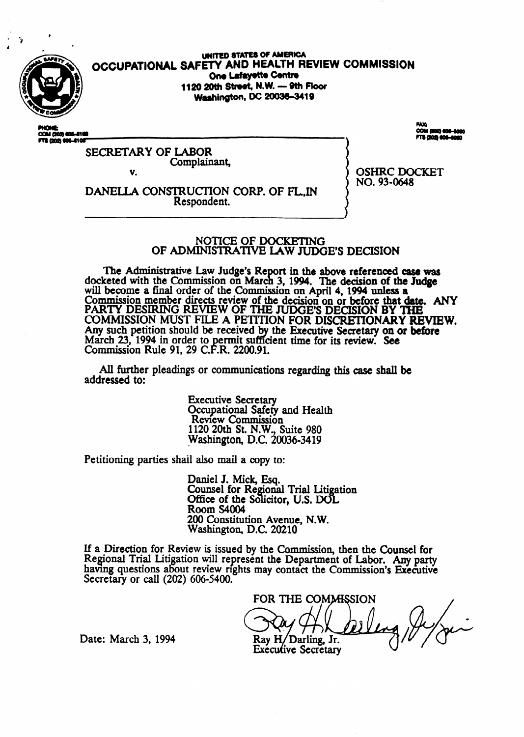UNITED STATES OF AMERICA

**OCCUPATIONAL SAFETY AND HEALTH REVIEW COMMISSION**

One Lafayette Centre
1120 20th Street, N.W. — 9th Floor
Washington, DC 20036-3419

PHONE:
COM (202) 606-5100
FTS (202) 606-5100

FAX:
COM (202) 606-5050
FTS (202) 606-5050

SECRETARY OF LABOR
Complainant,

v.

DANELLA CONSTRUCTION CORP. OF FL.,IN
Respondent.

OSHRC DOCKET
NO. 93-0648

## NOTICE OF DOCKETING OF ADMINISTRATIVE LAW JUDGE'S DECISION

The Administrative Law Judge's Report in the above referenced case was docketed with the Commission on March 3, 1994. The decision of the Judge will become a final order of the Commission on April 4, 1994 unless a Commission member directs review of the decision on or before that date. ANY PARTY DESIRING REVIEW OF THE JUDGE'S DECISION BY THE COMMISSION MUST FILE A PETITION FOR DISCRETIONARY REVIEW. Any such petition should be received by the Executive Secretary on or before March 23, 1994 in order to permit sufficient time for its review. See Commission Rule 91, 29 C.F.R. 2200.91.

All further pleadings or communications regarding this case shall be addressed to:

Executive Secretary
Occupational Safety and Health
Review Commission
1120 20th St. N.W., Suite 980
Washington, D.C. 20036-3419

Petitioning parties shall also mail a copy to:

Daniel J. Mick, Esq.
Counsel for Regional Trial Litigation
Office of the Solicitor, U.S. DOL
Room S4004
200 Constitution Avenue, N.W.
Washington, D.C. 20210

If a Direction for Review is issued by the Commission, then the Counsel for Regional Trial Litigation will represent the Department of Labor. Any party having questions about review rights may contact the Commission's Executive Secretary or call (202) 606-5400.

FOR THE COMMISSION

Date: March 3, 1994

Ray H. Darling, Jr.
Executive Secretary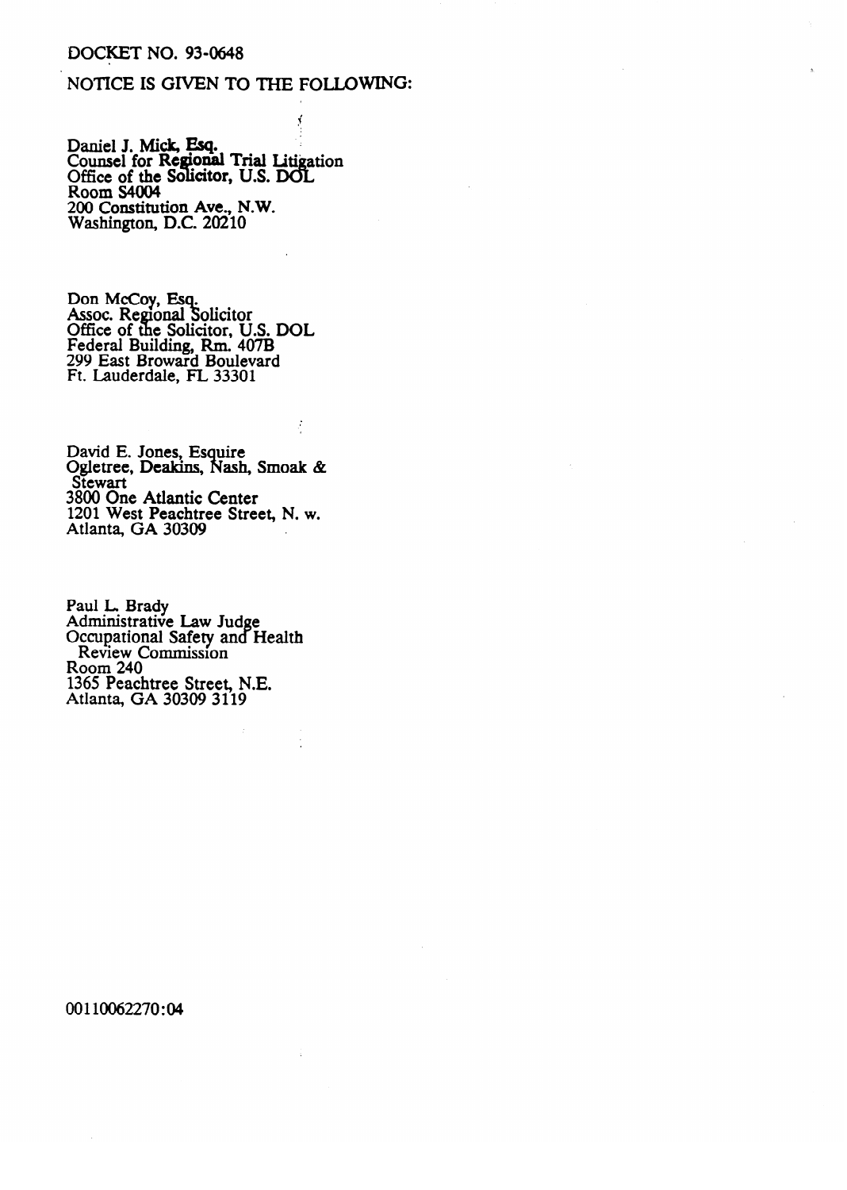DOCKET NO. 93-0648

NOTICE IS GIVEN TO THE FOLLOWING:

Daniel J. Mick, Esq.
Counsel for Regional Trial Litigation
Office of the Solicitor, U.S. DOL
Room S4004
200 Constitution Ave., N.W.
Washington, D.C. 20210

Don McCoy, Esq.
Assoc. Regional Solicitor
Office of the Solicitor, U.S. DOL
Federal Building, Rm. 407B
299 East Broward Boulevard
Ft. Lauderdale, FL 33301

David E. Jones, Esquire
Ogletree, Deakins, Nash, Smoak &
Stewart
3800 One Atlantic Center
1201 West Peachtree Street, N. w.
Atlanta, GA 30309

Paul L. Brady
Administrative Law Judge
Occupational Safety and Health
Review Commission
Room 240
1365 Peachtree Street, N.E.
Atlanta, GA 30309 3119

00110062270:04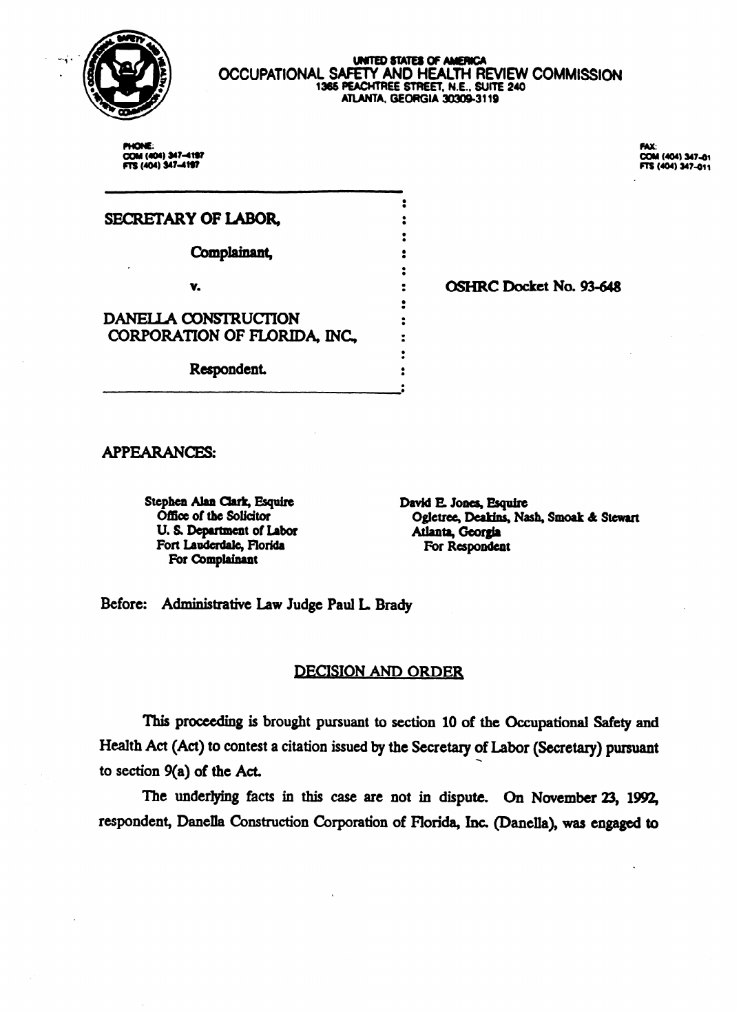UNITED STATES OF AMERICA

OCCUPATIONAL SAFETY AND HEALTH REVIEW COMMISSION

1365 PEACHTREE STREET, N.E., SUITE 240

ATLANTA, GEORGIA 30309-3119

PHONE:
COM (404) 347-4197
FTS (404) 347-4197

FAX:
COM (404) 347-01
FTS (404) 347-011

SECRETARY OF LABOR,

Complainant,

v.

DANELLA CONSTRUCTION CORPORATION OF FLORIDA, INC.,

Respondent.

OSHRC Docket No. 93-648

APPEARANCES:

Stephen Alan Clark, Esquire
Office of the Solicitor
U. S. Department of Labor
Fort Lauderdale, Florida
For Complainant

David E. Jones, Esquire
Ogletree, Deakins, Nash, Smoak & Stewart
Atlanta, Georgia
For Respondent

Before: Administrative Law Judge Paul L. Brady

## DECISION AND ORDER

This proceeding is brought pursuant to section 10 of the Occupational Safety and Health Act (Act) to contest a citation issued by the Secretary of Labor (Secretary) pursuant to section 9(a) of the Act.

The underlying facts in this case are not in dispute. On November 23, 1992, respondent, Danella Construction Corporation of Florida, Inc. (Danella), was engaged to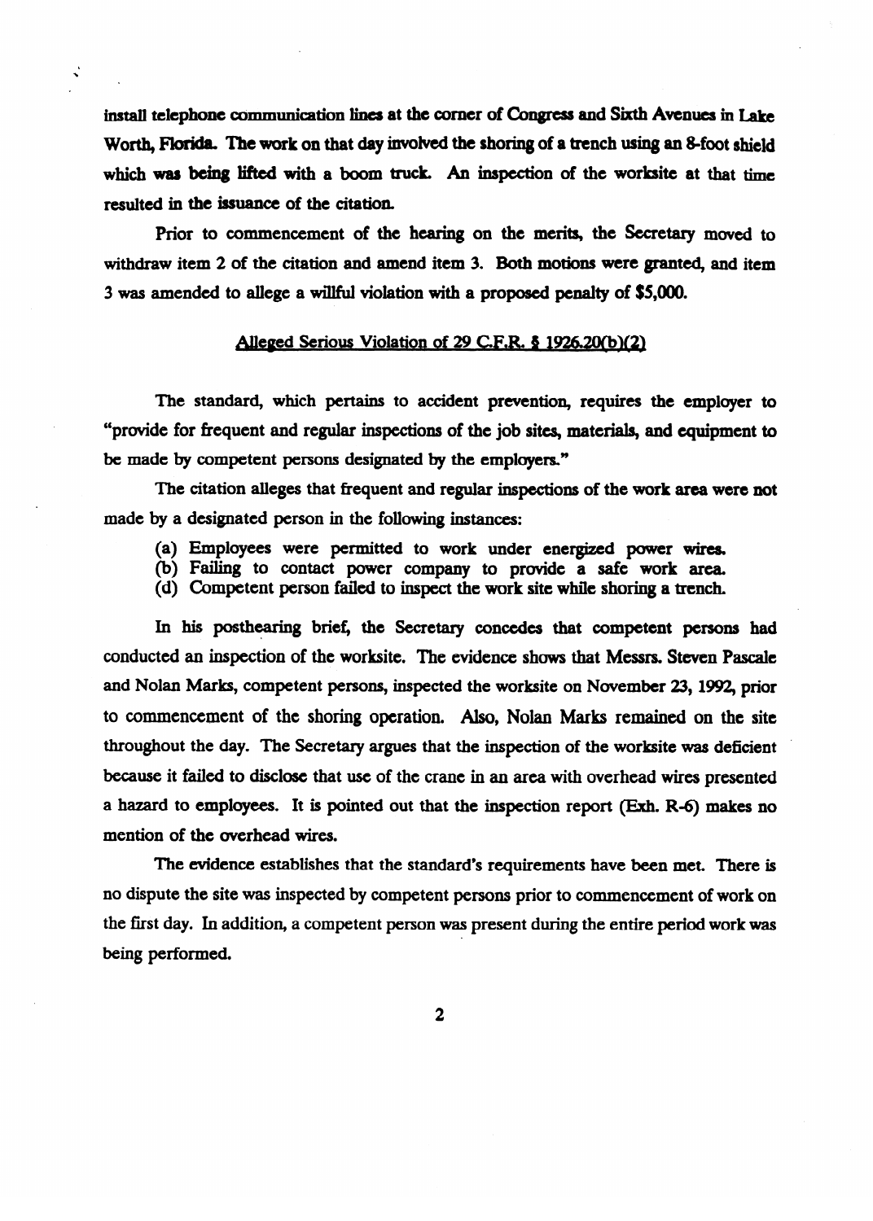install telephone communication lines at the corner of Congress and Sixth Avenues in Lake Worth, Florida. The work on that day involved the shoring of a trench using an 8-foot shield which was being lifted with a boom truck. An inspection of the worksite at that time resulted in the issuance of the citation.

Prior to commencement of the hearing on the merits, the Secretary moved to withdraw item 2 of the citation and amend item 3. Both motions were granted, and item 3 was amended to allege a willful violation with a proposed penalty of $5,000.

<u>Alleged Serious Violation of 29 C.F.R. § 1926.20(b)(2)</u>

The standard, which pertains to accident prevention, requires the employer to "provide for frequent and regular inspections of the job sites, materials, and equipment to be made by competent persons designated by the employers."

The citation alleges that frequent and regular inspections of the work area were not made by a designated person in the following instances:

(a) Employees were permitted to work under energized power wires.
(b) Failing to contact power company to provide a safe work area.
(d) Competent person failed to inspect the work site while shoring a trench.

In his posthearing brief, the Secretary concedes that competent persons had conducted an inspection of the worksite. The evidence shows that Messrs. Steven Pascale and Nolan Marks, competent persons, inspected the worksite on November 23, 1992, prior to commencement of the shoring operation. Also, Nolan Marks remained on the site throughout the day. The Secretary argues that the inspection of the worksite was deficient because it failed to disclose that use of the crane in an area with overhead wires presented a hazard to employees. It is pointed out that the inspection report (Exh. R-6) makes no mention of the overhead wires.

The evidence establishes that the standard's requirements have been met. There is no dispute the site was inspected by competent persons prior to commencement of work on the first day. In addition, a competent person was present during the entire period work was being performed.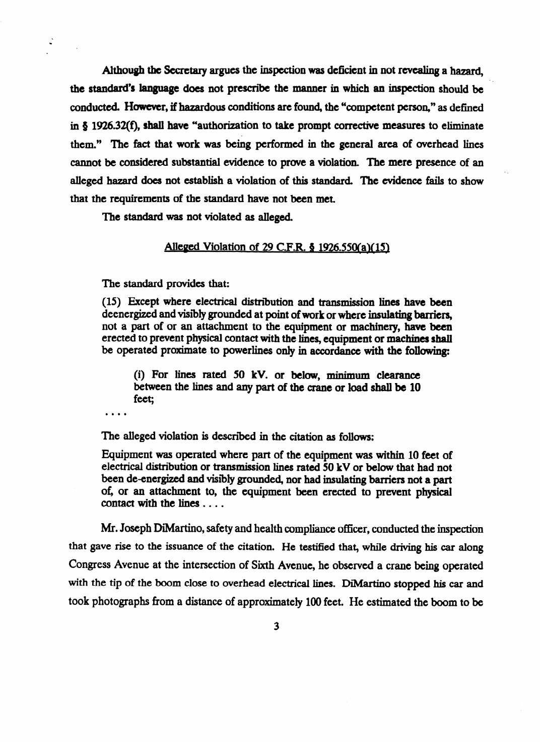Although the Secretary argues the inspection was deficient in not revealing a hazard, the standard's language does not prescribe the manner in which an inspection should be conducted. However, if hazardous conditions are found, the "competent person," as defined in § 1926.32(f), shall have "authorization to take prompt corrective measures to eliminate them." The fact that work was being performed in the general area of overhead lines cannot be considered substantial evidence to prove a violation. The mere presence of an alleged hazard does not establish a violation of this standard. The evidence fails to show that the requirements of the standard have not been met.

The standard was not violated as alleged.

<u>Alleged Violation of 29 C.F.R. § 1926.550(a)(15)</u>

The standard provides that:

> (15) Except where electrical distribution and transmission lines have been deenergized and visibly grounded at point of work or where insulating barriers, not a part of or an attachment to the equipment or machinery, have been erected to prevent physical contact with the lines, equipment or machines shall be operated proximate to powerlines only in accordance with the following:
>
> > (i) For lines rated 50 kV. or below, minimum clearance between the lines and any part of the crane or load shall be 10 feet;
>
> . . . .

The alleged violation is described in the citation as follows:

> Equipment was operated where part of the equipment was within 10 feet of electrical distribution or transmission lines rated 50 kV or below that had not been de-energized and visibly grounded, nor had insulating barriers not a part of, or an attachment to, the equipment been erected to prevent physical contact with the lines . . . .

Mr. Joseph DiMartino, safety and health compliance officer, conducted the inspection that gave rise to the issuance of the citation. He testified that, while driving his car along Congress Avenue at the intersection of Sixth Avenue, he observed a crane being operated with the tip of the boom close to overhead electrical lines. DiMartino stopped his car and took photographs from a distance of approximately 100 feet. He estimated the boom to be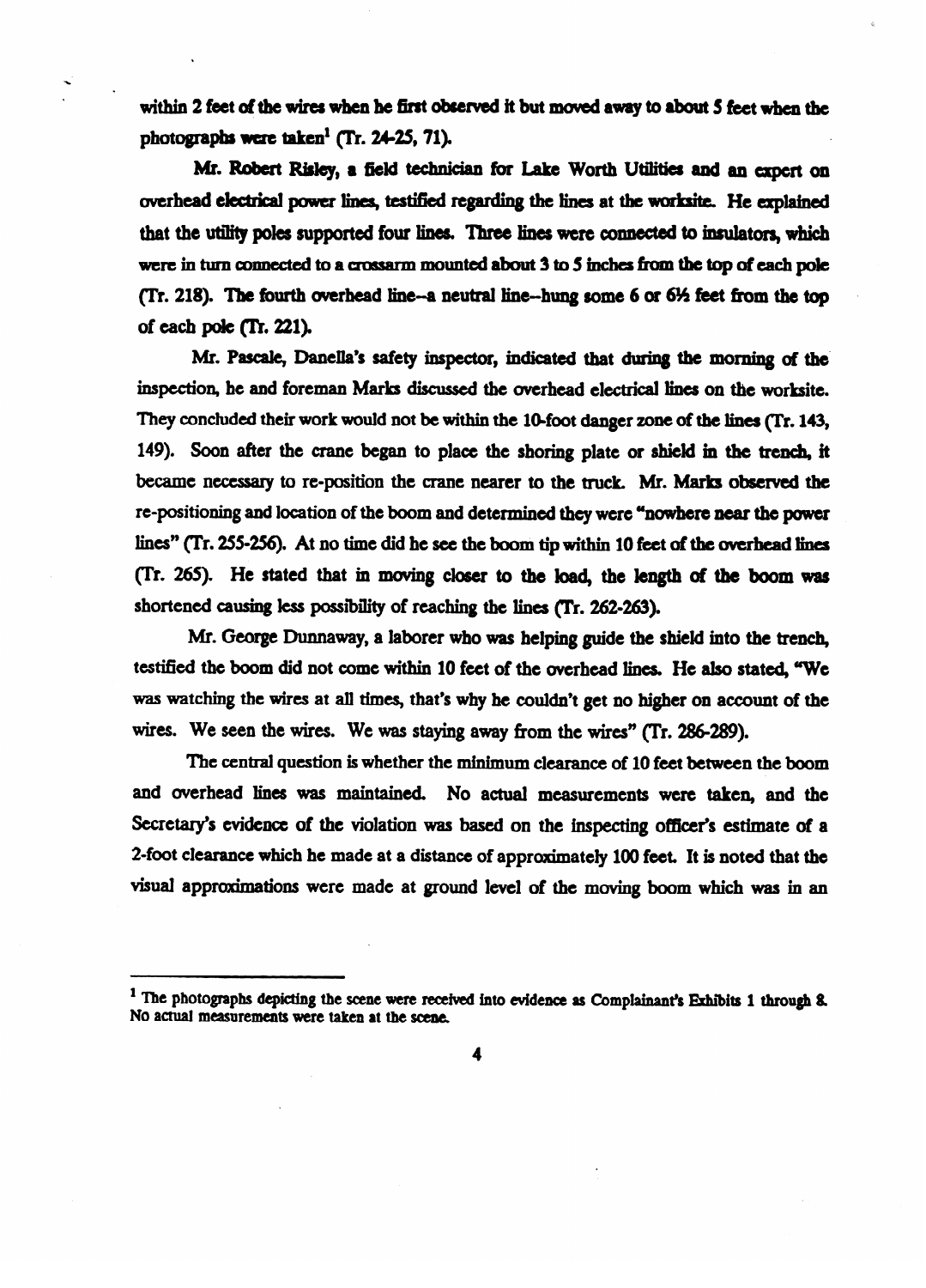within 2 feet of the wires when he first observed it but moved away to about 5 feet when the photographs were taken[1] (Tr. 24-25, 71).

Mr. Robert Risley, a field technician for Lake Worth Utilities and an expert on overhead electrical power lines, testified regarding the lines at the worksite. He explained that the utility poles supported four lines. Three lines were connected to insulators, which were in turn connected to a crossarm mounted about 3 to 5 inches from the top of each pole (Tr. 218). The fourth overhead line--a neutral line--hung some 6 or 6½ feet from the top of each pole (Tr. 221).

Mr. Pascale, Danella's safety inspector, indicated that during the morning of the inspection, he and foreman Marks discussed the overhead electrical lines on the worksite. They concluded their work would not be within the 10-foot danger zone of the lines (Tr. 143, 149). Soon after the crane began to place the shoring plate or shield in the trench, it became necessary to re-position the crane nearer to the truck. Mr. Marks observed the re-positioning and location of the boom and determined they were "nowhere near the power lines" (Tr. 255-256). At no time did he see the boom tip within 10 feet of the overhead lines (Tr. 265). He stated that in moving closer to the load, the length of the boom was shortened causing less possibility of reaching the lines (Tr. 262-263).

Mr. George Dunnaway, a laborer who was helping guide the shield into the trench, testified the boom did not come within 10 feet of the overhead lines. He also stated, "We was watching the wires at all times, that's why he couldn't get no higher on account of the wires. We seen the wires. We was staying away from the wires" (Tr. 286-289).

The central question is whether the minimum clearance of 10 feet between the boom and overhead lines was maintained. No actual measurements were taken, and the Secretary's evidence of the violation was based on the inspecting officer's estimate of a 2-foot clearance which he made at a distance of approximately 100 feet. It is noted that the visual approximations were made at ground level of the moving boom which was in an

---

[1] The photographs depicting the scene were received into evidence as Complainant's Exhibits 1 through 8. No actual measurements were taken at the scene.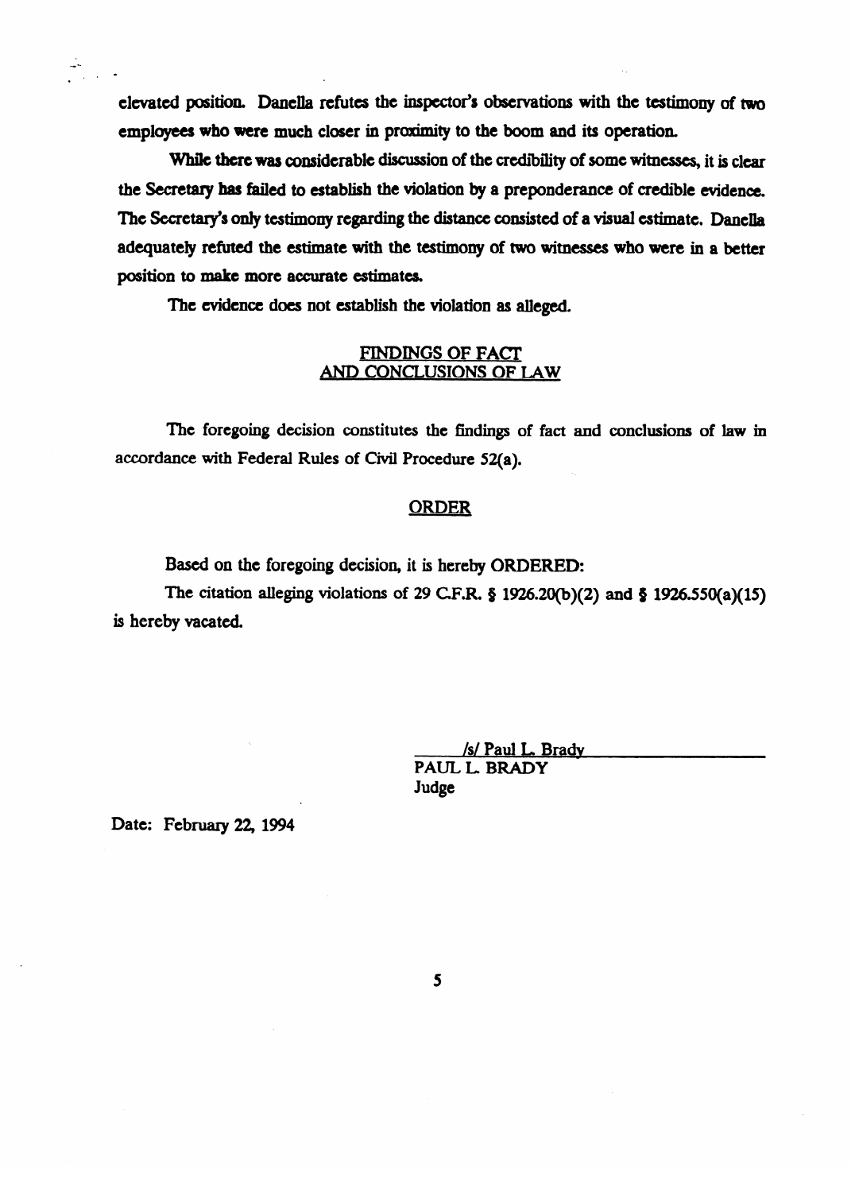elevated position. Danella refutes the inspector's observations with the testimony of two employees who were much closer in proximity to the boom and its operation.

While there was considerable discussion of the credibility of some witnesses, it is clear the Secretary has failed to establish the violation by a preponderance of credible evidence. The Secretary's only testimony regarding the distance consisted of a visual estimate. Danella adequately refuted the estimate with the testimony of two witnesses who were in a better position to make more accurate estimates.

The evidence does not establish the violation as alleged.

## FINDINGS OF FACT AND CONCLUSIONS OF LAW

The foregoing decision constitutes the findings of fact and conclusions of law in accordance with Federal Rules of Civil Procedure 52(a).

## ORDER

Based on the foregoing decision, it is hereby ORDERED:

The citation alleging violations of 29 C.F.R. § 1926.20(b)(2) and § 1926.550(a)(15) is hereby vacated.

/s/ Paul L. Brady
PAUL L. BRADY
Judge

Date: February 22, 1994